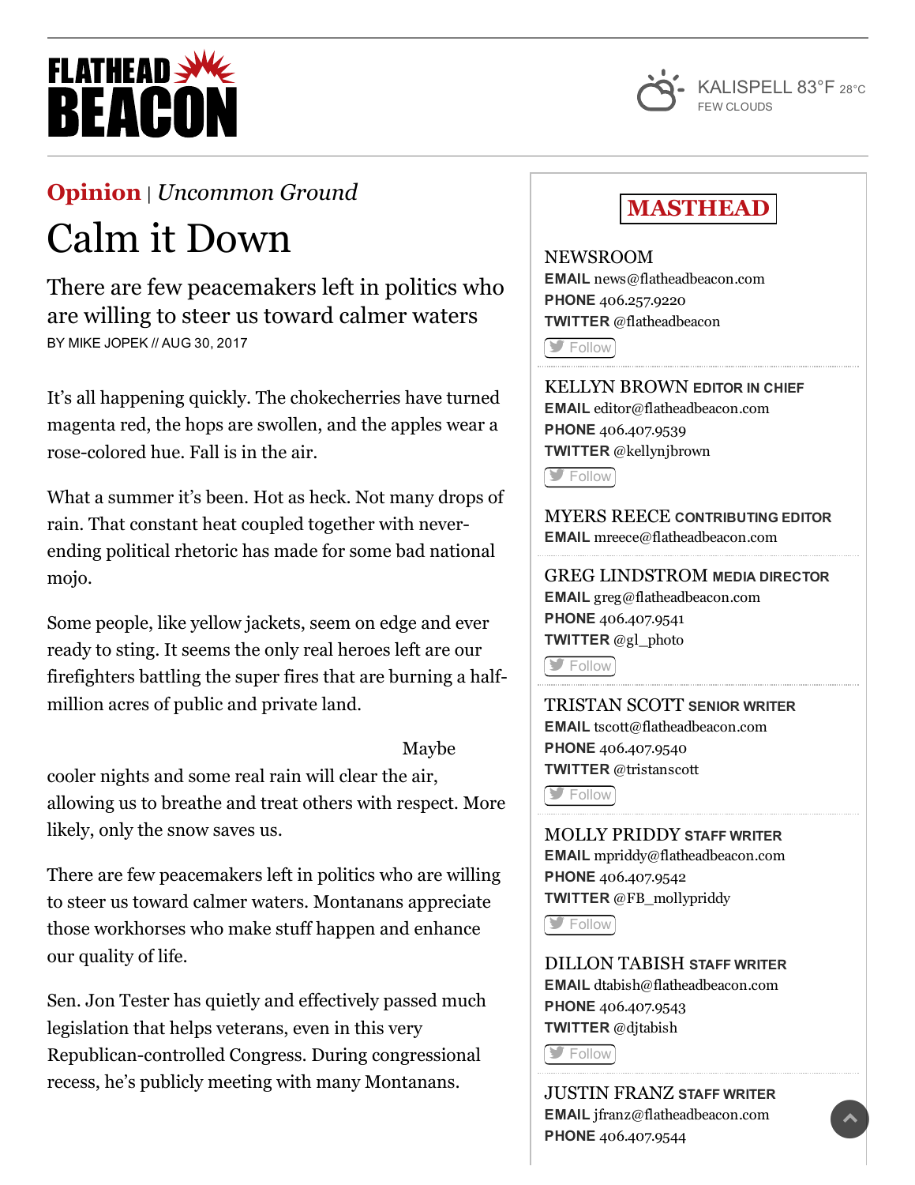**Opinion** | *Uncommon Ground*

# Calm it Down

## There are few peacemakers left in politics who are willing to steer us toward calmer waters

BY MIKE JOPEK // AUG 30, 2017

It's all happening quickly. The chokecherries have turned magenta red, the hops are swollen, and the apples wear a rose-colored hue. Fall is in the air.

What a summer it's been. Hot as heck. Not many drops of rain. That constant heat coupled together with never-ending political rhetoric has made for some bad national mojo.

Some people, like yellow jackets, seem on edge and ever ready to sting. It seems the only real heroes left are our firefighters battling the super fires that are burning a half-million acres of public and private land.

Maybe cooler nights and some real rain will clear the air, allowing us to breathe and treat others with respect. More likely, only the snow saves us.

There are few peacemakers left in politics who are willing to steer us toward calmer waters. Montanans appreciate those workhorses who make stuff happen and enhance our quality of life.

Sen. Jon Tester has quietly and effectively passed much legislation that helps veterans, even in this very Republican-controlled Congress. During congressional recess, he's publicly meeting with many Montanans.

## MASTHEAD

**NEWSROOM**
**EMAIL** news@flatheadbeacon.com
**PHONE** 406.257.9220
**TWITTER** @flatheadbeacon

**KELLYN BROWN** EDITOR IN CHIEF
**EMAIL** editor@flatheadbeacon.com
**PHONE** 406.407.9539
**TWITTER** @kellynjbrown

**MYERS REECE** CONTRIBUTING EDITOR
**EMAIL** mreece@flatheadbeacon.com

**GREG LINDSTROM** MEDIA DIRECTOR
**EMAIL** greg@flatheadbeacon.com
**PHONE** 406.407.9541
**TWITTER** @gl_photo

**TRISTAN SCOTT** SENIOR WRITER
**EMAIL** tscott@flatheadbeacon.com
**PHONE** 406.407.9540
**TWITTER** @tristanscott

**MOLLY PRIDDY** STAFF WRITER
**EMAIL** mpriddy@flatheadbeacon.com
**PHONE** 406.407.9542
**TWITTER** @FB_mollypriddy

**DILLON TABISH** STAFF WRITER
**EMAIL** dtabish@flatheadbeacon.com
**PHONE** 406.407.9543
**TWITTER** @djtabish

**JUSTIN FRANZ** STAFF WRITER
**EMAIL** jfranz@flatheadbeacon.com
**PHONE** 406.407.9544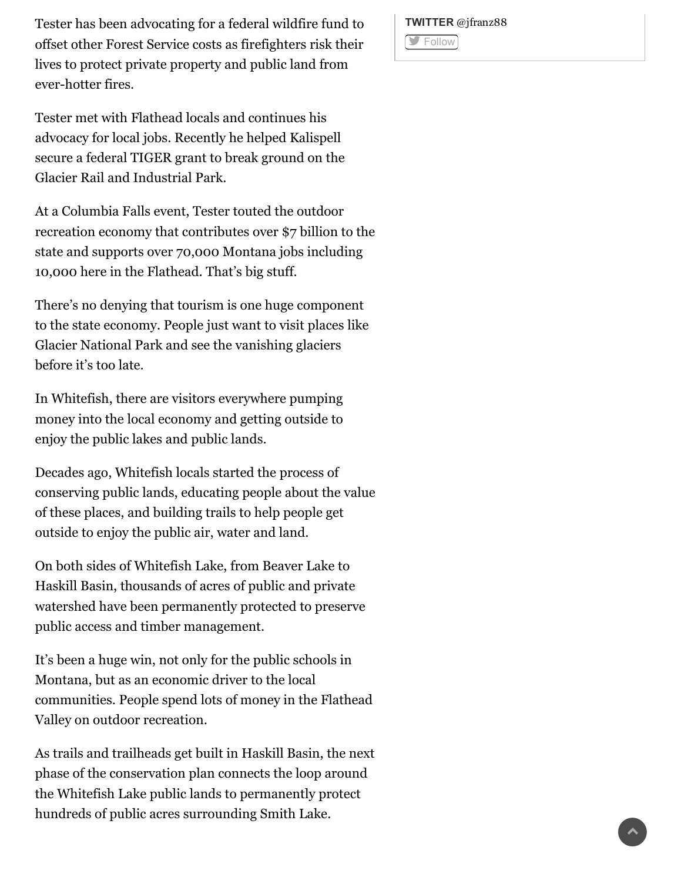Tester has been advocating for a federal wildfire fund to offset other Forest Service costs as firefighters risk their lives to protect private property and public land from ever-hotter fires.

Tester met with Flathead locals and continues his advocacy for local jobs. Recently he helped Kalispell secure a federal TIGER grant to break ground on the Glacier Rail and Industrial Park.

At a Columbia Falls event, Tester touted the outdoor recreation economy that contributes over $7 billion to the state and supports over 70,000 Montana jobs including 10,000 here in the Flathead. That's big stuff.

There's no denying that tourism is one huge component to the state economy. People just want to visit places like Glacier National Park and see the vanishing glaciers before it's too late.

In Whitefish, there are visitors everywhere pumping money into the local economy and getting outside to enjoy the public lakes and public lands.

Decades ago, Whitefish locals started the process of conserving public lands, educating people about the value of these places, and building trails to help people get outside to enjoy the public air, water and land.

On both sides of Whitefish Lake, from Beaver Lake to Haskill Basin, thousands of acres of public and private watershed have been permanently protected to preserve public access and timber management.

It's been a huge win, not only for the public schools in Montana, but as an economic driver to the local communities. People spend lots of money in the Flathead Valley on outdoor recreation.

As trails and trailheads get built in Haskill Basin, the next phase of the conservation plan connects the loop around the Whitefish Lake public lands to permanently protect hundreds of public acres surrounding Smith Lake.

TWITTER @jfranz88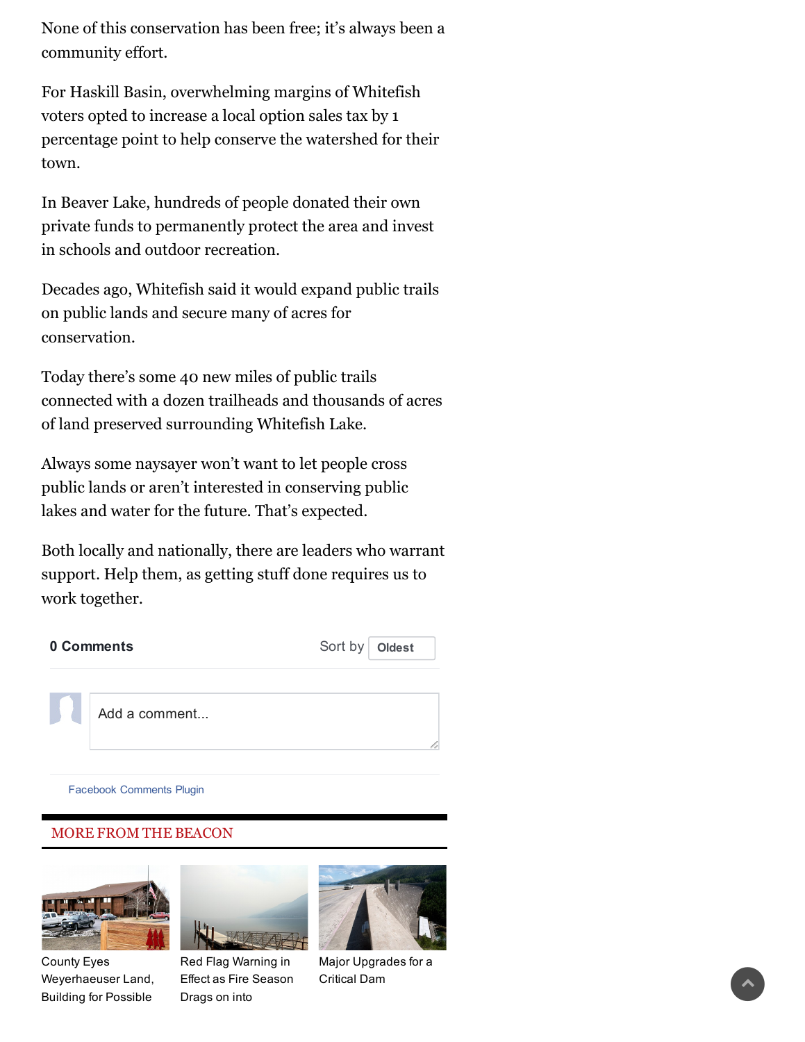None of this conservation has been free; it's always been a community effort.

For Haskill Basin, overwhelming margins of Whitefish voters opted to increase a local option sales tax by 1 percentage point to help conserve the watershed for their town.

In Beaver Lake, hundreds of people donated their own private funds to permanently protect the area and invest in schools and outdoor recreation.

Decades ago, Whitefish said it would expand public trails on public lands and secure many of acres for conservation.

Today there's some 40 new miles of public trails connected with a dozen trailheads and thousands of acres of land preserved surrounding Whitefish Lake.

Always some naysayer won't want to let people cross public lands or aren't interested in conserving public lakes and water for the future. That's expected.

Both locally and nationally, there are leaders who warrant support. Help them, as getting stuff done requires us to work together.

0 Comments Sort by Oldest

Add a comment...

Facebook Comments Plugin

## MORE FROM THE BEACON

County Eyes Weyerhaeuser Land, Building for Possible

Red Flag Warning in Effect as Fire Season Drags on into

Major Upgrades for a Critical Dam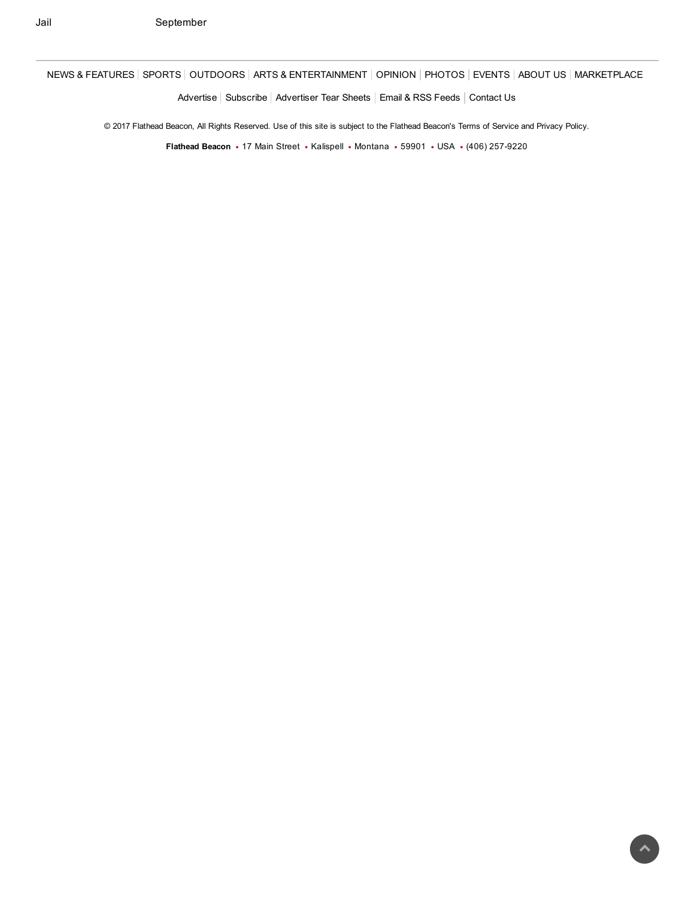Jail September

NEWS & FEATURES | SPORTS | OUTDOORS | ARTS & ENTERTAINMENT | OPINION | PHOTOS | EVENTS | ABOUT US | MARKETPLACE

Advertise | Subscribe | Advertiser Tear Sheets | Email & RSS Feeds | Contact Us

© 2017 Flathead Beacon, All Rights Reserved. Use of this site is subject to the Flathead Beacon's Terms of Service and Privacy Policy.

**Flathead Beacon** • 17 Main Street • Kalispell • Montana • 59901 • USA • (406) 257-9220